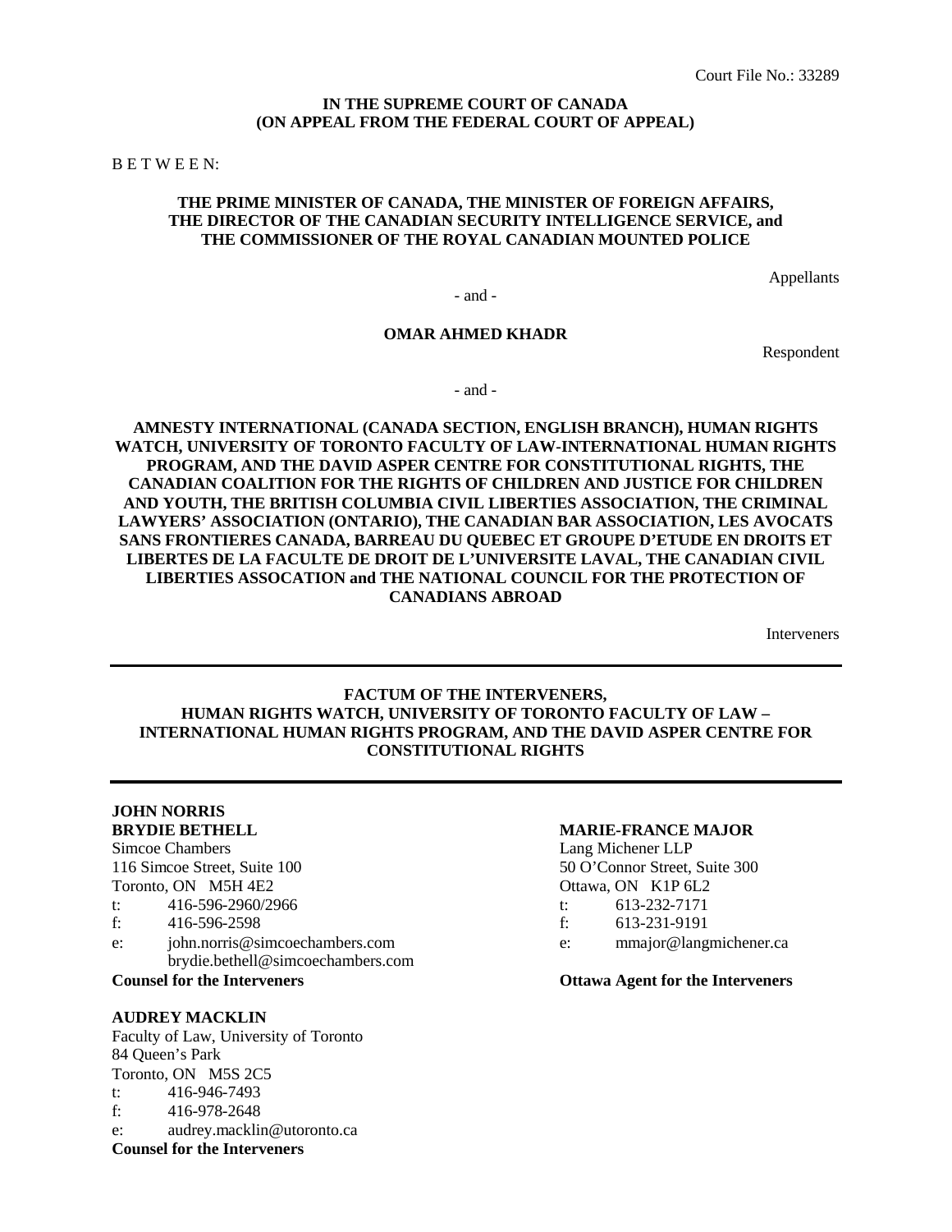Court File No.: 33289

**IN THE SUPREME COURT OF CANADA**
**(ON APPEAL FROM THE FEDERAL COURT OF APPEAL)**

B E T W E E N:

**THE PRIME MINISTER OF CANADA, THE MINISTER OF FOREIGN AFFAIRS, THE DIRECTOR OF THE CANADIAN SECURITY INTELLIGENCE SERVICE, and THE COMMISSIONER OF THE ROYAL CANADIAN MOUNTED POLICE**

Appellants

\- and -

**OMAR AHMED KHADR**

Respondent

\- and -

**AMNESTY INTERNATIONAL (CANADA SECTION, ENGLISH BRANCH), HUMAN RIGHTS WATCH, UNIVERSITY OF TORONTO FACULTY OF LAW-INTERNATIONAL HUMAN RIGHTS PROGRAM, AND THE DAVID ASPER CENTRE FOR CONSTITUTIONAL RIGHTS, THE CANADIAN COALITION FOR THE RIGHTS OF CHILDREN AND JUSTICE FOR CHILDREN AND YOUTH, THE BRITISH COLUMBIA CIVIL LIBERTIES ASSOCIATION, THE CRIMINAL LAWYERS' ASSOCIATION (ONTARIO), THE CANADIAN BAR ASSOCIATION, LES AVOCATS SANS FRONTIERES CANADA, BARREAU DU QUEBEC ET GROUPE D'ETUDE EN DROITS ET LIBERTES DE LA FACULTE DE DROIT DE L'UNIVERSITE LAVAL, THE CANADIAN CIVIL LIBERTIES ASSOCATION and THE NATIONAL COUNCIL FOR THE PROTECTION OF CANADIANS ABROAD**

Interveners

---

**FACTUM OF THE INTERVENERS, HUMAN RIGHTS WATCH, UNIVERSITY OF TORONTO FACULTY OF LAW – INTERNATIONAL HUMAN RIGHTS PROGRAM, AND THE DAVID ASPER CENTRE FOR CONSTITUTIONAL RIGHTS**

---

**JOHN NORRIS**
**BRYDIE BETHELL**
Simcoe Chambers
116 Simcoe Street, Suite 100
Toronto, ON M5H 4E2
t: 416-596-2960/2966
f: 416-596-2598
e: john.norris@simcoechambers.com
brydie.bethell@simcoechambers.com
**Counsel for the Interveners**

**AUDREY MACKLIN**
Faculty of Law, University of Toronto
84 Queen's Park
Toronto, ON M5S 2C5
t: 416-946-7493
f: 416-978-2648
e: audrey.macklin@utoronto.ca
**Counsel for the Interveners**

**MARIE-FRANCE MAJOR**
Lang Michener LLP
50 O'Connor Street, Suite 300
Ottawa, ON K1P 6L2
t: 613-232-7171
f: 613-231-9191
e: mmajor@langmichener.ca
**Ottawa Agent for the Interveners**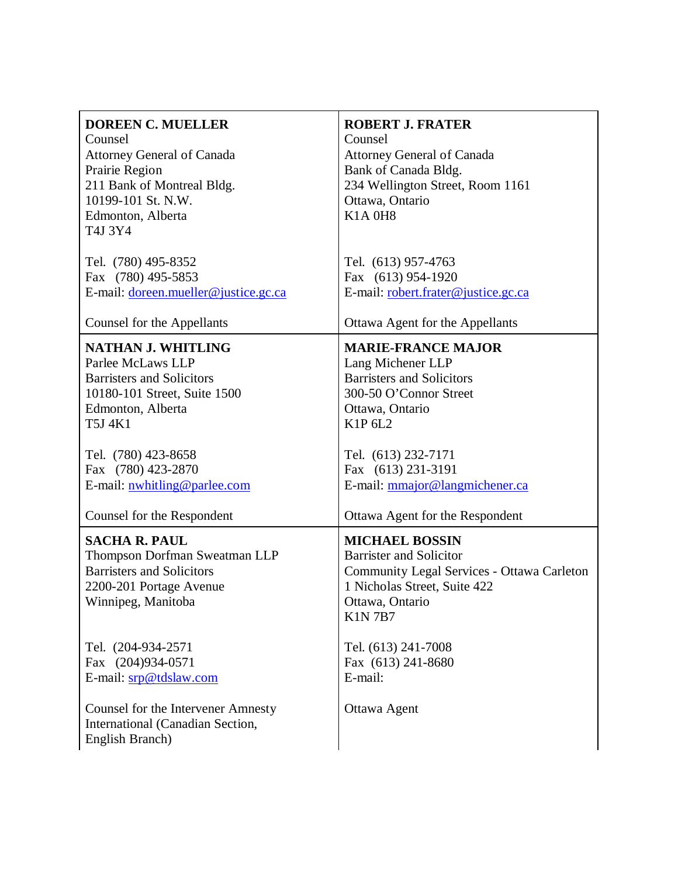| | |
|---|---|
| **DOREEN C. MUELLER**<br>Counsel<br>Attorney General of Canada<br>Prairie Region<br>211 Bank of Montreal Bldg.<br>10199-101 St. N.W.<br>Edmonton, Alberta<br>T4J 3Y4<br><br>Tel. (780) 495-8352<br>Fax (780) 495-5853<br>E-mail: doreen.mueller@justice.gc.ca<br><br>Counsel for the Appellants | **ROBERT J. FRATER**<br>Counsel<br>Attorney General of Canada<br>Bank of Canada Bldg.<br>234 Wellington Street, Room 1161<br>Ottawa, Ontario<br>K1A 0H8<br><br>Tel. (613) 957-4763<br>Fax (613) 954-1920<br>E-mail: robert.frater@justice.gc.ca<br><br>Ottawa Agent for the Appellants |
| **NATHAN J. WHITLING**<br>Parlee McLaws LLP<br>Barristers and Solicitors<br>10180-101 Street, Suite 1500<br>Edmonton, Alberta<br>T5J 4K1<br><br>Tel. (780) 423-8658<br>Fax (780) 423-2870<br>E-mail: nwhitling@parlee.com<br><br>Counsel for the Respondent | **MARIE-FRANCE MAJOR**<br>Lang Michener LLP<br>Barristers and Solicitors<br>300-50 O'Connor Street<br>Ottawa, Ontario<br>K1P 6L2<br><br>Tel. (613) 232-7171<br>Fax (613) 231-3191<br>E-mail: mmajor@langmichener.ca<br><br>Ottawa Agent for the Respondent |
| **SACHA R. PAUL**<br>Thompson Dorfman Sweatman LLP<br>Barristers and Solicitors<br>2200-201 Portage Avenue<br>Winnipeg, Manitoba<br><br>Tel. (204-934-2571<br>Fax (204)934-0571<br>E-mail: srp@tdslaw.com<br><br>Counsel for the Intervener Amnesty International (Canadian Section, English Branch) | **MICHAEL BOSSIN**<br>Barrister and Solicitor<br>Community Legal Services - Ottawa Carleton<br>1 Nicholas Street, Suite 422<br>Ottawa, Ontario<br>K1N 7B7<br><br>Tel. (613) 241-7008<br>Fax (613) 241-8680<br>E-mail:<br><br>Ottawa Agent |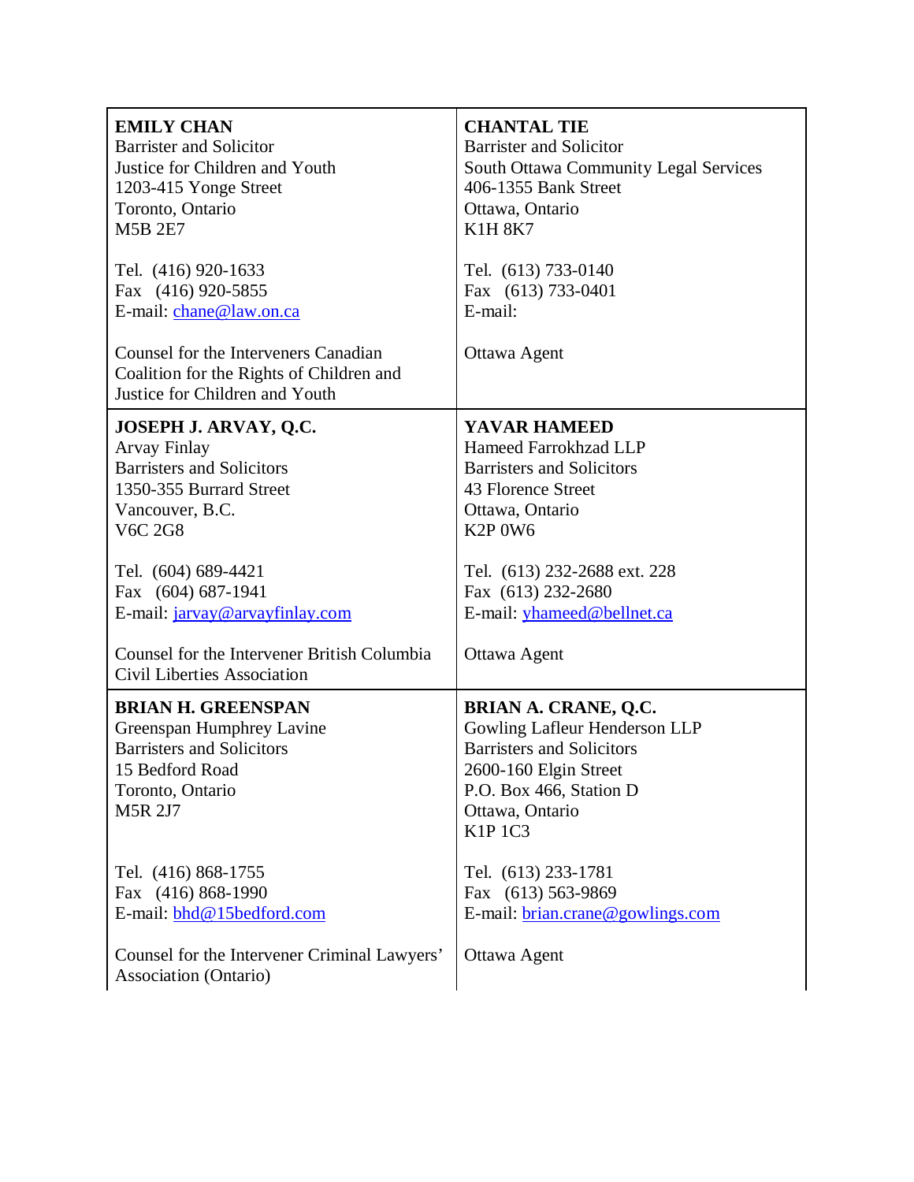| | |
|---|---|
| **EMILY CHAN**<br>Barrister and Solicitor<br>Justice for Children and Youth<br>1203-415 Yonge Street<br>Toronto, Ontario<br>M5B 2E7<br><br>Tel. (416) 920-1633<br>Fax (416) 920-5855<br>E-mail: chane@law.on.ca<br><br>Counsel for the Interveners Canadian Coalition for the Rights of Children and Justice for Children and Youth | **CHANTAL TIE**<br>Barrister and Solicitor<br>South Ottawa Community Legal Services<br>406-1355 Bank Street<br>Ottawa, Ontario<br>K1H 8K7<br><br>Tel. (613) 733-0140<br>Fax (613) 733-0401<br>E-mail:<br><br>Ottawa Agent |
| **JOSEPH J. ARVAY, Q.C.**<br>Arvay Finlay<br>Barristers and Solicitors<br>1350-355 Burrard Street<br>Vancouver, B.C.<br>V6C 2G8<br><br>Tel. (604) 689-4421<br>Fax (604) 687-1941<br>E-mail: jarvay@arvayfinlay.com<br><br>Counsel for the Intervener British Columbia Civil Liberties Association | **YAVAR HAMEED**<br>Hameed Farrokhzad LLP<br>Barristers and Solicitors<br>43 Florence Street<br>Ottawa, Ontario<br>K2P 0W6<br><br>Tel. (613) 232-2688 ext. 228<br>Fax (613) 232-2680<br>E-mail: yhameed@bellnet.ca<br><br>Ottawa Agent |
| **BRIAN H. GREENSPAN**<br>Greenspan Humphrey Lavine<br>Barristers and Solicitors<br>15 Bedford Road<br>Toronto, Ontario<br>M5R 2J7<br><br>Tel. (416) 868-1755<br>Fax (416) 868-1990<br>E-mail: bhd@15bedford.com<br><br>Counsel for the Intervener Criminal Lawyers' Association (Ontario) | **BRIAN A. CRANE, Q.C.**<br>Gowling Lafleur Henderson LLP<br>Barristers and Solicitors<br>2600-160 Elgin Street<br>P.O. Box 466, Station D<br>Ottawa, Ontario<br>K1P 1C3<br><br>Tel. (613) 233-1781<br>Fax (613) 563-9869<br>E-mail: brian.crane@gowlings.com<br><br>Ottawa Agent |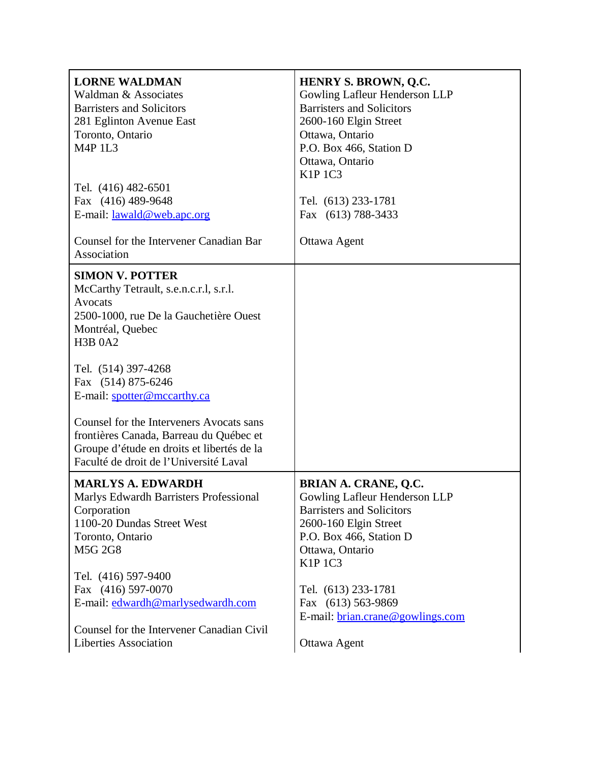| | |
|---|---|
| **LORNE WALDMAN**<br>Waldman & Associates<br>Barristers and Solicitors<br>281 Eglinton Avenue East<br>Toronto, Ontario<br>M4P 1L3<br><br>Tel. (416) 482-6501<br>Fax (416) 489-9648<br>E-mail: lawald@web.apc.org<br><br>Counsel for the Intervener Canadian Bar Association | **HENRY S. BROWN, Q.C.**<br>Gowling Lafleur Henderson LLP<br>Barristers and Solicitors<br>2600-160 Elgin Street<br>Ottawa, Ontario<br>P.O. Box 466, Station D<br>Ottawa, Ontario<br>K1P 1C3<br><br>Tel. (613) 233-1781<br>Fax (613) 788-3433<br><br>Ottawa Agent |
| **SIMON V. POTTER**<br>McCarthy Tetrault, s.e.n.c.r.l, s.r.l.<br>Avocats<br>2500-1000, rue De la Gauchetière Ouest<br>Montréal, Quebec<br>H3B 0A2<br><br>Tel. (514) 397-4268<br>Fax (514) 875-6246<br>E-mail: spotter@mccarthy.ca<br><br>Counsel for the Interveners Avocats sans frontières Canada, Barreau du Québec et Groupe d'étude en droits et libertés de la Faculté de droit de l'Université Laval | |
| **MARLYS A. EDWARDH**<br>Marlys Edwardh Barristers Professional Corporation<br>1100-20 Dundas Street West<br>Toronto, Ontario<br>M5G 2G8<br><br>Tel. (416) 597-9400<br>Fax (416) 597-0070<br>E-mail: edwardh@marlysedwardh.com<br><br>Counsel for the Intervener Canadian Civil Liberties Association | **BRIAN A. CRANE, Q.C.**<br>Gowling Lafleur Henderson LLP<br>Barristers and Solicitors<br>2600-160 Elgin Street<br>P.O. Box 466, Station D<br>Ottawa, Ontario<br>K1P 1C3<br><br>Tel. (613) 233-1781<br>Fax (613) 563-9869<br>E-mail: brian.crane@gowlings.com<br><br>Ottawa Agent |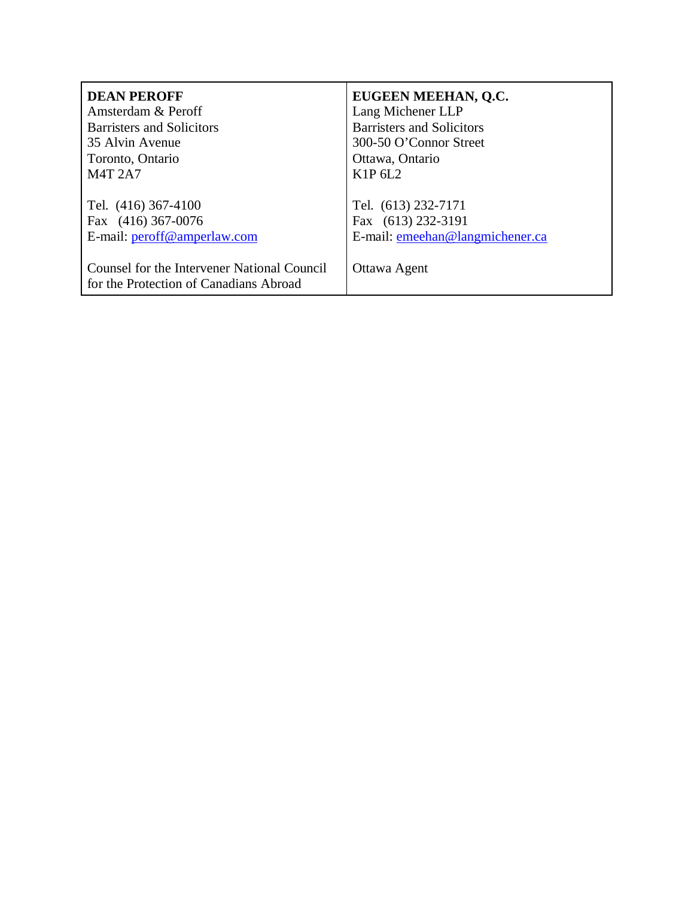| **DEAN PEROFF**<br>Amsterdam & Peroff<br>Barristers and Solicitors<br>35 Alvin Avenue<br>Toronto, Ontario<br>M4T 2A7<br><br>Tel. (416) 367-4100<br>Fax (416) 367-0076<br>E-mail: peroff@amperlaw.com<br><br>Counsel for the Intervener National Council for the Protection of Canadians Abroad | **EUGEEN MEEHAN, Q.C.**<br>Lang Michener LLP<br>Barristers and Solicitors<br>300-50 O'Connor Street<br>Ottawa, Ontario<br>K1P 6L2<br><br>Tel. (613) 232-7171<br>Fax (613) 232-3191<br>E-mail: emeehan@langmichener.ca<br><br>Ottawa Agent |
|---|---|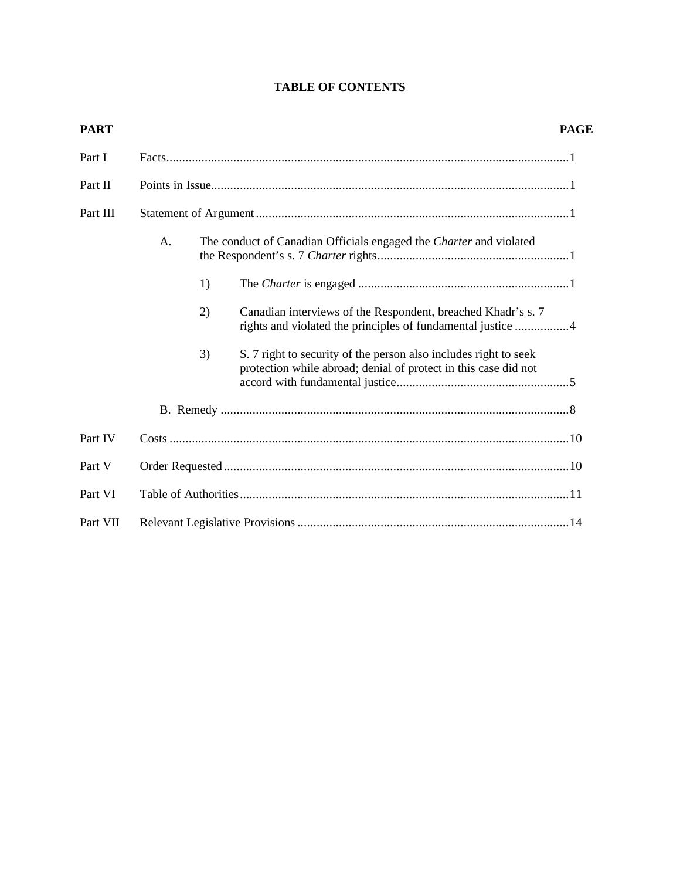**TABLE OF CONTENTS**

| PART | | PAGE |
|---|---|---|
| Part I | Facts | 1 |
| Part II | Points in Issue | 1 |
| Part III | Statement of Argument | 1 |
| | A. The conduct of Canadian Officials engaged the *Charter* and violated the Respondent's s. 7 *Charter* rights | 1 |
| | 1) The *Charter* is engaged | 1 |
| | 2) Canadian interviews of the Respondent, breached Khadr's s. 7 rights and violated the principles of fundamental justice | 4 |
| | 3) S. 7 right to security of the person also includes right to seek protection while abroad; denial of protect in this case did not accord with fundamental justice | 5 |
| | B. Remedy | 8 |
| Part IV | Costs | 10 |
| Part V | Order Requested | 10 |
| Part VI | Table of Authorities | 11 |
| Part VII | Relevant Legislative Provisions | 14 |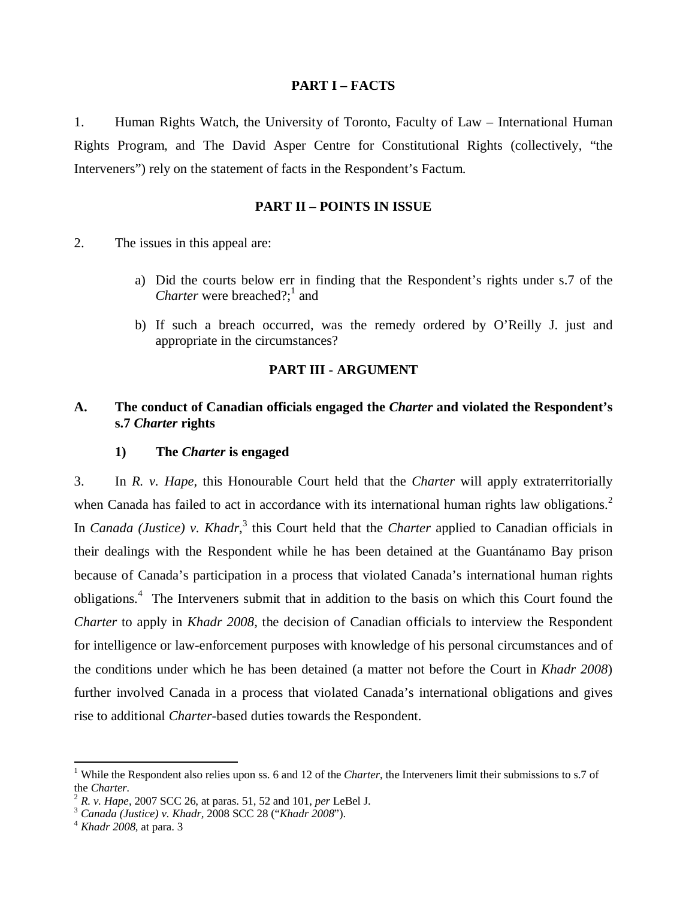## PART I – FACTS

1. Human Rights Watch, the University of Toronto, Faculty of Law – International Human Rights Program, and The David Asper Centre for Constitutional Rights (collectively, "the Interveners") rely on the statement of facts in the Respondent's Factum.

## PART II – POINTS IN ISSUE

2. The issues in this appeal are:

a) Did the courts below err in finding that the Respondent's rights under s.7 of the *Charter* were breached?;[1] and

b) If such a breach occurred, was the remedy ordered by O'Reilly J. just and appropriate in the circumstances?

## PART III - ARGUMENT

### A. The conduct of Canadian officials engaged the *Charter* and violated the Respondent's s.7 *Charter* rights

#### 1) The *Charter* is engaged

3. In *R. v. Hape*, this Honourable Court held that the *Charter* will apply extraterritorially when Canada has failed to act in accordance with its international human rights law obligations.[2] In *Canada (Justice) v. Khadr*,[3] this Court held that the *Charter* applied to Canadian officials in their dealings with the Respondent while he has been detained at the Guantánamo Bay prison because of Canada's participation in a process that violated Canada's international human rights obligations.[4] The Interveners submit that in addition to the basis on which this Court found the *Charter* to apply in *Khadr 2008*, the decision of Canadian officials to interview the Respondent for intelligence or law-enforcement purposes with knowledge of his personal circumstances and of the conditions under which he has been detained (a matter not before the Court in *Khadr 2008*) further involved Canada in a process that violated Canada's international obligations and gives rise to additional *Charter*-based duties towards the Respondent.

---

[1] While the Respondent also relies upon ss. 6 and 12 of the *Charter*, the Interveners limit their submissions to s.7 of the *Charter*.

[2] *R. v. Hape*, 2007 SCC 26, at paras. 51, 52 and 101, *per* LeBel J.

[3] *Canada (Justice) v. Khadr*, 2008 SCC 28 ("*Khadr 2008*").

[4] *Khadr 2008*, at para. 3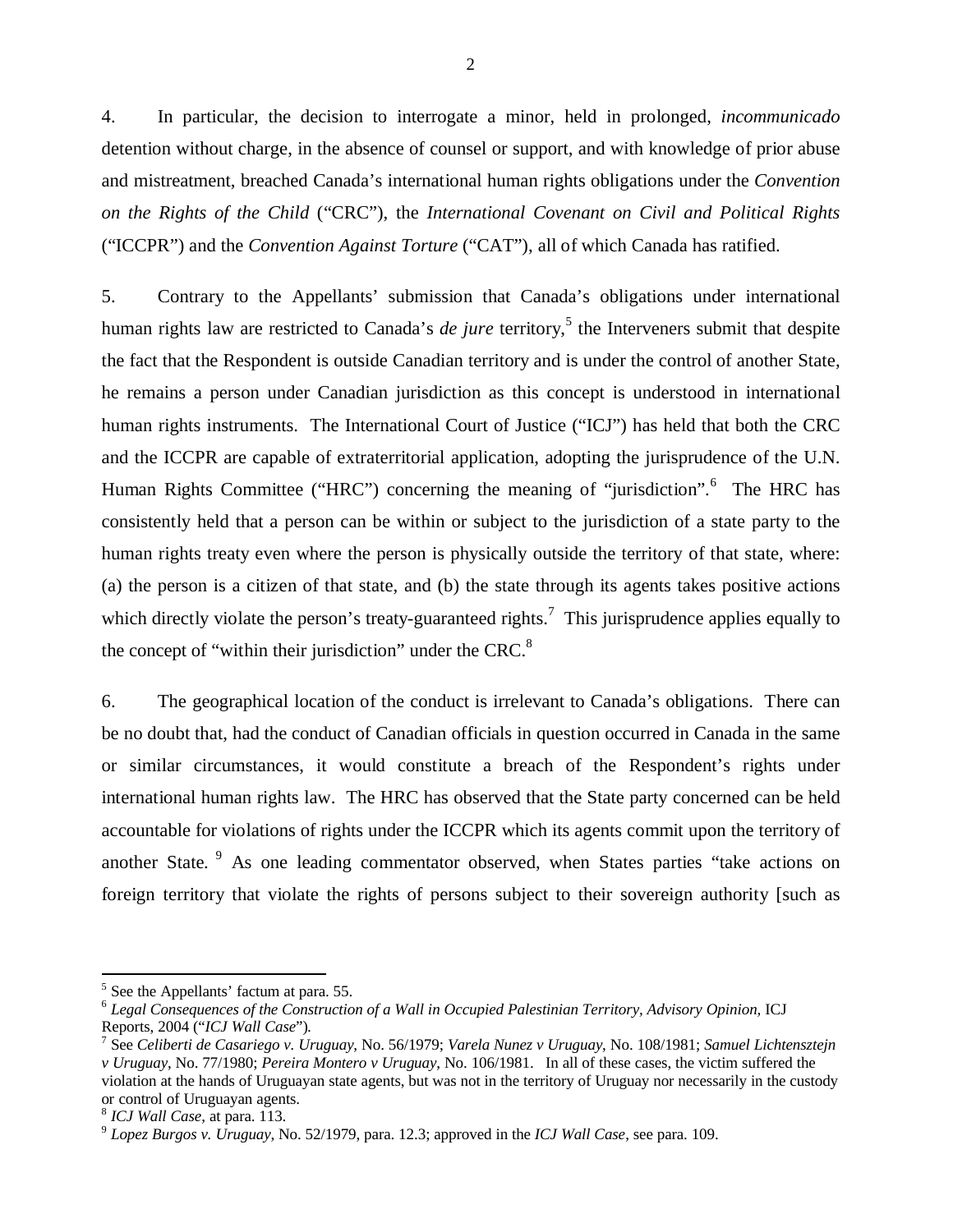4. In particular, the decision to interrogate a minor, held in prolonged, *incommunicado* detention without charge, in the absence of counsel or support, and with knowledge of prior abuse and mistreatment, breached Canada's international human rights obligations under the *Convention on the Rights of the Child* ("CRC"), the *International Covenant on Civil and Political Rights* ("ICCPR") and the *Convention Against Torture* ("CAT"), all of which Canada has ratified.

5. Contrary to the Appellants' submission that Canada's obligations under international human rights law are restricted to Canada's *de jure* territory,[5] the Interveners submit that despite the fact that the Respondent is outside Canadian territory and is under the control of another State, he remains a person under Canadian jurisdiction as this concept is understood in international human rights instruments. The International Court of Justice ("ICJ") has held that both the CRC and the ICCPR are capable of extraterritorial application, adopting the jurisprudence of the U.N. Human Rights Committee ("HRC") concerning the meaning of "jurisdiction".[6] The HRC has consistently held that a person can be within or subject to the jurisdiction of a state party to the human rights treaty even where the person is physically outside the territory of that state, where: (a) the person is a citizen of that state, and (b) the state through its agents takes positive actions which directly violate the person's treaty-guaranteed rights.[7] This jurisprudence applies equally to the concept of "within their jurisdiction" under the CRC.[8]

6. The geographical location of the conduct is irrelevant to Canada's obligations. There can be no doubt that, had the conduct of Canadian officials in question occurred in Canada in the same or similar circumstances, it would constitute a breach of the Respondent's rights under international human rights law. The HRC has observed that the State party concerned can be held accountable for violations of rights under the ICCPR which its agents commit upon the territory of another State. [9] As one leading commentator observed, when States parties "take actions on foreign territory that violate the rights of persons subject to their sovereign authority [such as

---

[5] See the Appellants' factum at para. 55.

[6] *Legal Consequences of the Construction of a Wall in Occupied Palestinian Territory, Advisory Opinion*, ICJ Reports, 2004 ("*ICJ Wall Case*").

[7] See *Celiberti de Casariego v. Uruguay*, No. 56/1979; *Varela Nunez v Uruguay*, No. 108/1981; *Samuel Lichtensztejn v Uruguay*, No. 77/1980; *Pereira Montero v Uruguay*, No. 106/1981. In all of these cases, the victim suffered the violation at the hands of Uruguayan state agents, but was not in the territory of Uruguay nor necessarily in the custody or control of Uruguayan agents.

[8] *ICJ Wall Case*, at para. 113.

[9] *Lopez Burgos v. Uruguay*, No. 52/1979, para. 12.3; approved in the *ICJ Wall Case*, see para. 109.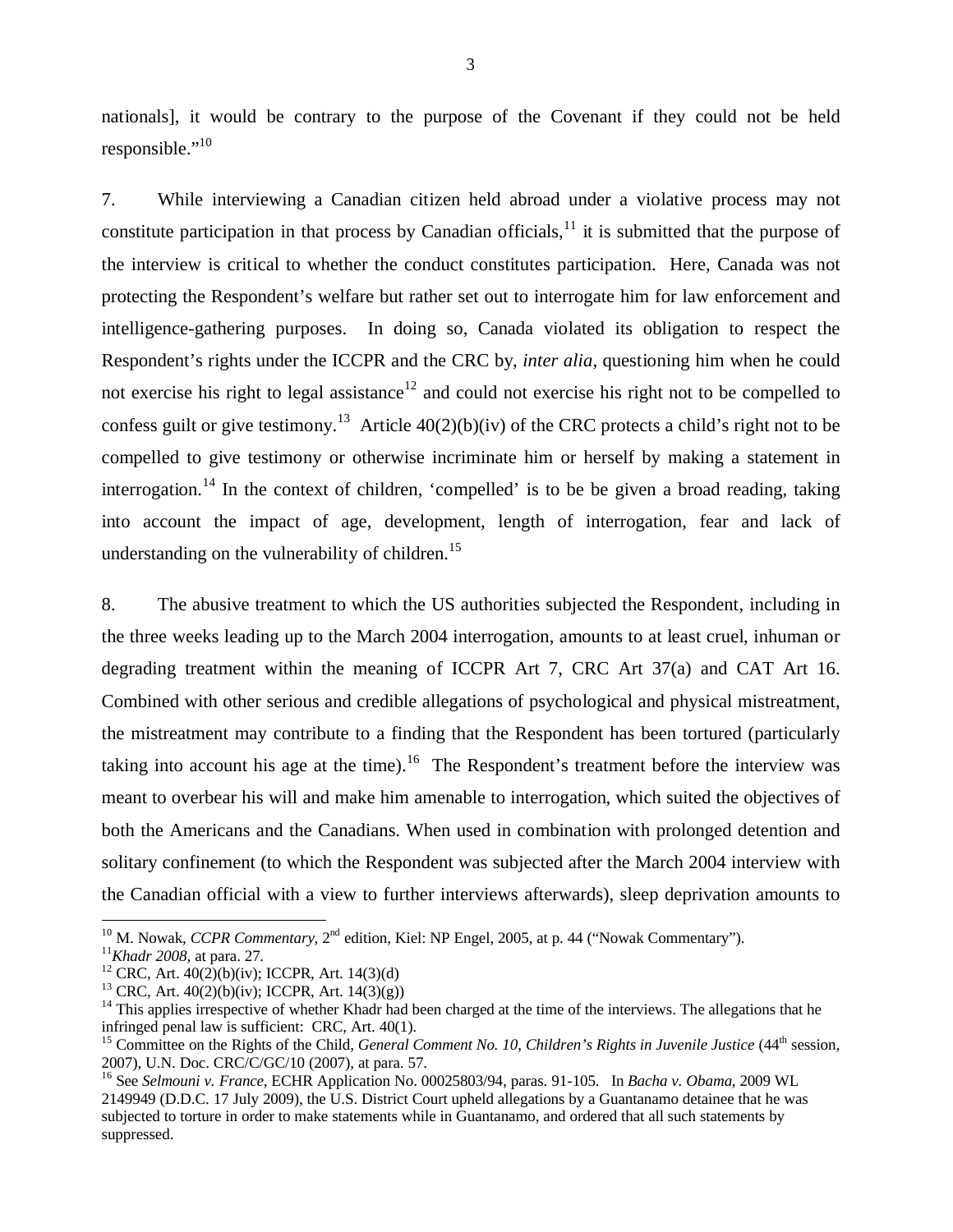nationals], it would be contrary to the purpose of the Covenant if they could not be held responsible."[10]

7. While interviewing a Canadian citizen held abroad under a violative process may not constitute participation in that process by Canadian officials,[11] it is submitted that the purpose of the interview is critical to whether the conduct constitutes participation. Here, Canada was not protecting the Respondent's welfare but rather set out to interrogate him for law enforcement and intelligence-gathering purposes. In doing so, Canada violated its obligation to respect the Respondent's rights under the ICCPR and the CRC by, *inter alia*, questioning him when he could not exercise his right to legal assistance[12] and could not exercise his right not to be compelled to confess guilt or give testimony.[13] Article 40(2)(b)(iv) of the CRC protects a child's right not to be compelled to give testimony or otherwise incriminate him or herself by making a statement in interrogation.[14] In the context of children, 'compelled' is to be be given a broad reading, taking into account the impact of age, development, length of interrogation, fear and lack of understanding on the vulnerability of children.[15]

8. The abusive treatment to which the US authorities subjected the Respondent, including in the three weeks leading up to the March 2004 interrogation, amounts to at least cruel, inhuman or degrading treatment within the meaning of ICCPR Art 7, CRC Art 37(a) and CAT Art 16. Combined with other serious and credible allegations of psychological and physical mistreatment, the mistreatment may contribute to a finding that the Respondent has been tortured (particularly taking into account his age at the time).[16] The Respondent's treatment before the interview was meant to overbear his will and make him amenable to interrogation, which suited the objectives of both the Americans and the Canadians. When used in combination with prolonged detention and solitary confinement (to which the Respondent was subjected after the March 2004 interview with the Canadian official with a view to further interviews afterwards), sleep deprivation amounts to

---

[10] M. Nowak, *CCPR Commentary*, 2nd edition, Kiel: NP Engel, 2005, at p. 44 ("Nowak Commentary").

[11] *Khadr 2008,* at para. 27.

[12] CRC, Art. 40(2)(b)(iv); ICCPR, Art. 14(3)(d)

[13] CRC, Art. 40(2)(b)(iv); ICCPR, Art. 14(3)(g))

[14] This applies irrespective of whether Khadr had been charged at the time of the interviews. The allegations that he infringed penal law is sufficient: CRC, Art. 40(1).

[15] Committee on the Rights of the Child, *General Comment No. 10, Children's Rights in Juvenile Justice* (44th session, 2007), U.N. Doc. CRC/C/GC/10 (2007), at para. 57.

[16] See *Selmouni v. France*, ECHR Application No. 00025803/94, paras. 91-105. In *Bacha v. Obama*, 2009 WL 2149949 (D.D.C. 17 July 2009), the U.S. District Court upheld allegations by a Guantanamo detainee that he was subjected to torture in order to make statements while in Guantanamo, and ordered that all such statements by suppressed.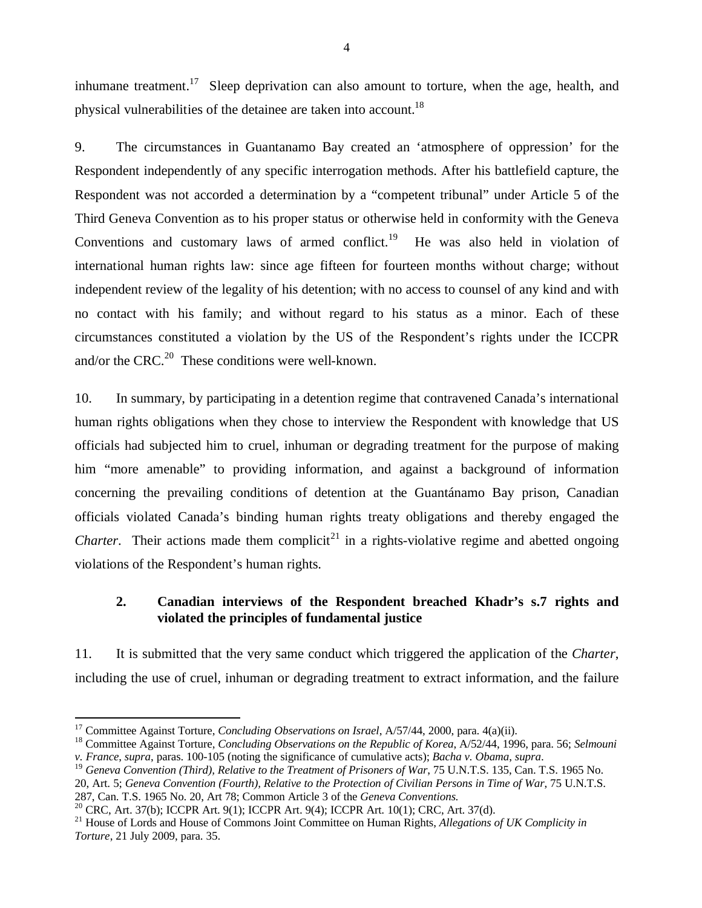inhumane treatment.[17] Sleep deprivation can also amount to torture, when the age, health, and physical vulnerabilities of the detainee are taken into account.[18]

9. The circumstances in Guantanamo Bay created an 'atmosphere of oppression' for the Respondent independently of any specific interrogation methods. After his battlefield capture, the Respondent was not accorded a determination by a "competent tribunal" under Article 5 of the Third Geneva Convention as to his proper status or otherwise held in conformity with the Geneva Conventions and customary laws of armed conflict.[19] He was also held in violation of international human rights law: since age fifteen for fourteen months without charge; without independent review of the legality of his detention; with no access to counsel of any kind and with no contact with his family; and without regard to his status as a minor. Each of these circumstances constituted a violation by the US of the Respondent's rights under the ICCPR and/or the CRC.[20] These conditions were well-known.

10. In summary, by participating in a detention regime that contravened Canada's international human rights obligations when they chose to interview the Respondent with knowledge that US officials had subjected him to cruel, inhuman or degrading treatment for the purpose of making him "more amenable" to providing information, and against a background of information concerning the prevailing conditions of detention at the Guantánamo Bay prison, Canadian officials violated Canada's binding human rights treaty obligations and thereby engaged the *Charter*. Their actions made them complicit[21] in a rights-violative regime and abetted ongoing violations of the Respondent's human rights.

### 2. Canadian interviews of the Respondent breached Khadr's s.7 rights and violated the principles of fundamental justice

11. It is submitted that the very same conduct which triggered the application of the *Charter*, including the use of cruel, inhuman or degrading treatment to extract information, and the failure

---

[17] Committee Against Torture, *Concluding Observations on Israel*, A/57/44, 2000, para. 4(a)(ii).

[18] Committee Against Torture, *Concluding Observations on the Republic of Korea*, A/52/44, 1996, para. 56; *Selmouni v. France*, *supra*, paras. 100-105 (noting the significance of cumulative acts); *Bacha v. Obama*, *supra*.

[19] *Geneva Convention (Third), Relative to the Treatment of Prisoners of War*, 75 U.N.T.S. 135, Can. T.S. 1965 No. 20, Art. 5; *Geneva Convention (Fourth), Relative to the Protection of Civilian Persons in Time of War*, 75 U.N.T.S. 287, Can. T.S. 1965 No. 20, Art 78; Common Article 3 of the *Geneva Conventions.*

[20] CRC, Art. 37(b); ICCPR Art. 9(1); ICCPR Art. 9(4); ICCPR Art. 10(1); CRC, Art. 37(d).

[21] House of Lords and House of Commons Joint Committee on Human Rights, *Allegations of UK Complicity in Torture*, 21 July 2009, para. 35.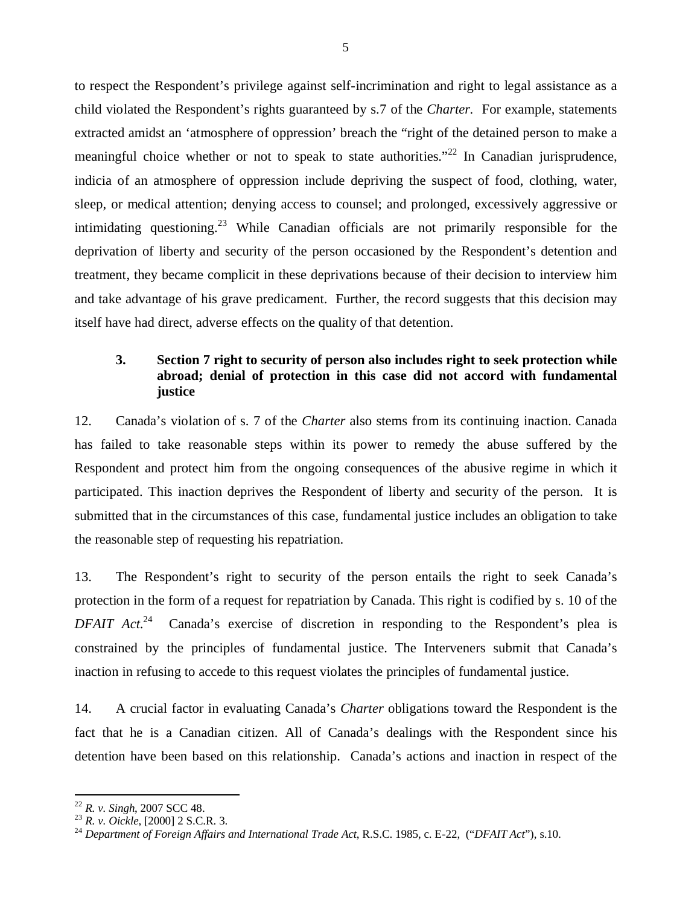to respect the Respondent's privilege against self-incrimination and right to legal assistance as a child violated the Respondent's rights guaranteed by s.7 of the *Charter.* For example, statements extracted amidst an 'atmosphere of oppression' breach the "right of the detained person to make a meaningful choice whether or not to speak to state authorities."[22] In Canadian jurisprudence, indicia of an atmosphere of oppression include depriving the suspect of food, clothing, water, sleep, or medical attention; denying access to counsel; and prolonged, excessively aggressive or intimidating questioning.[23] While Canadian officials are not primarily responsible for the deprivation of liberty and security of the person occasioned by the Respondent's detention and treatment, they became complicit in these deprivations because of their decision to interview him and take advantage of his grave predicament. Further, the record suggests that this decision may itself have had direct, adverse effects on the quality of that detention.

### 3. Section 7 right to security of person also includes right to seek protection while abroad; denial of protection in this case did not accord with fundamental justice

12. Canada's violation of s. 7 of the *Charter* also stems from its continuing inaction. Canada has failed to take reasonable steps within its power to remedy the abuse suffered by the Respondent and protect him from the ongoing consequences of the abusive regime in which it participated. This inaction deprives the Respondent of liberty and security of the person. It is submitted that in the circumstances of this case, fundamental justice includes an obligation to take the reasonable step of requesting his repatriation.

13. The Respondent's right to security of the person entails the right to seek Canada's protection in the form of a request for repatriation by Canada. This right is codified by s. 10 of the *DFAIT Act*.[24] Canada's exercise of discretion in responding to the Respondent's plea is constrained by the principles of fundamental justice. The Interveners submit that Canada's inaction in refusing to accede to this request violates the principles of fundamental justice.

14. A crucial factor in evaluating Canada's *Charter* obligations toward the Respondent is the fact that he is a Canadian citizen. All of Canada's dealings with the Respondent since his detention have been based on this relationship. Canada's actions and inaction in respect of the

---

[22] *R. v. Singh*, 2007 SCC 48.

[23] *R. v. Oickle*, [2000] 2 S.C.R. 3.

[24] *Department of Foreign Affairs and International Trade Act*, R.S.C. 1985, c. E-22, ("*DFAIT Act*"), s.10.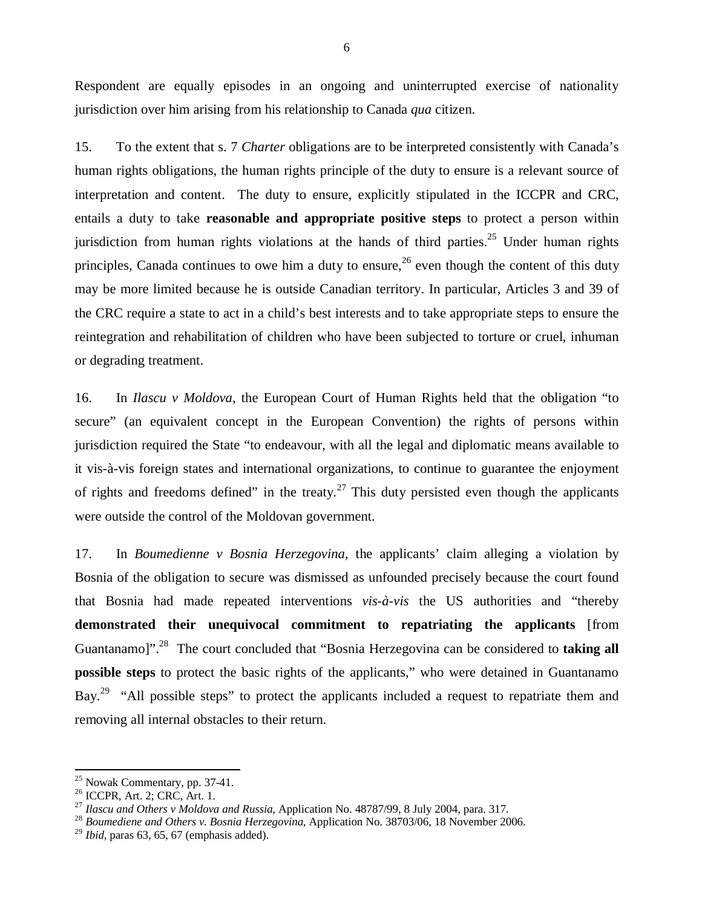Respondent are equally episodes in an ongoing and uninterrupted exercise of nationality jurisdiction over him arising from his relationship to Canada *qua* citizen.

15. To the extent that s. 7 *Charter* obligations are to be interpreted consistently with Canada's human rights obligations, the human rights principle of the duty to ensure is a relevant source of interpretation and content. The duty to ensure, explicitly stipulated in the ICCPR and CRC, entails a duty to take **reasonable and appropriate positive steps** to protect a person within jurisdiction from human rights violations at the hands of third parties.[25] Under human rights principles, Canada continues to owe him a duty to ensure,[26] even though the content of this duty may be more limited because he is outside Canadian territory. In particular, Articles 3 and 39 of the CRC require a state to act in a child's best interests and to take appropriate steps to ensure the reintegration and rehabilitation of children who have been subjected to torture or cruel, inhuman or degrading treatment.

16. In *Ilascu v Moldova*, the European Court of Human Rights held that the obligation "to secure" (an equivalent concept in the European Convention) the rights of persons within jurisdiction required the State "to endeavour, with all the legal and diplomatic means available to it vis-à-vis foreign states and international organizations, to continue to guarantee the enjoyment of rights and freedoms defined" in the treaty.[27] This duty persisted even though the applicants were outside the control of the Moldovan government.

17. In *Boumedienne v Bosnia Herzegovina*, the applicants' claim alleging a violation by Bosnia of the obligation to secure was dismissed as unfounded precisely because the court found that Bosnia had made repeated interventions *vis-à-vis* the US authorities and "thereby **demonstrated their unequivocal commitment to repatriating the applicants** [from Guantanamo]".[28] The court concluded that "Bosnia Herzegovina can be considered to **taking all possible steps** to protect the basic rights of the applicants," who were detained in Guantanamo Bay.[29] "All possible steps" to protect the applicants included a request to repatriate them and removing all internal obstacles to their return.

---

[25] Nowak Commentary, pp. 37-41.

[26] ICCPR, Art. 2; CRC, Art. 1.

[27] *Ilascu and Others v Moldova and Russia*, Application No. 48787/99, 8 July 2004, para. 317.

[28] *Boumediene and Others v. Bosnia Herzegovina*, Application No. 38703/06, 18 November 2006.

[29] *Ibid*, paras 63, 65, 67 (emphasis added).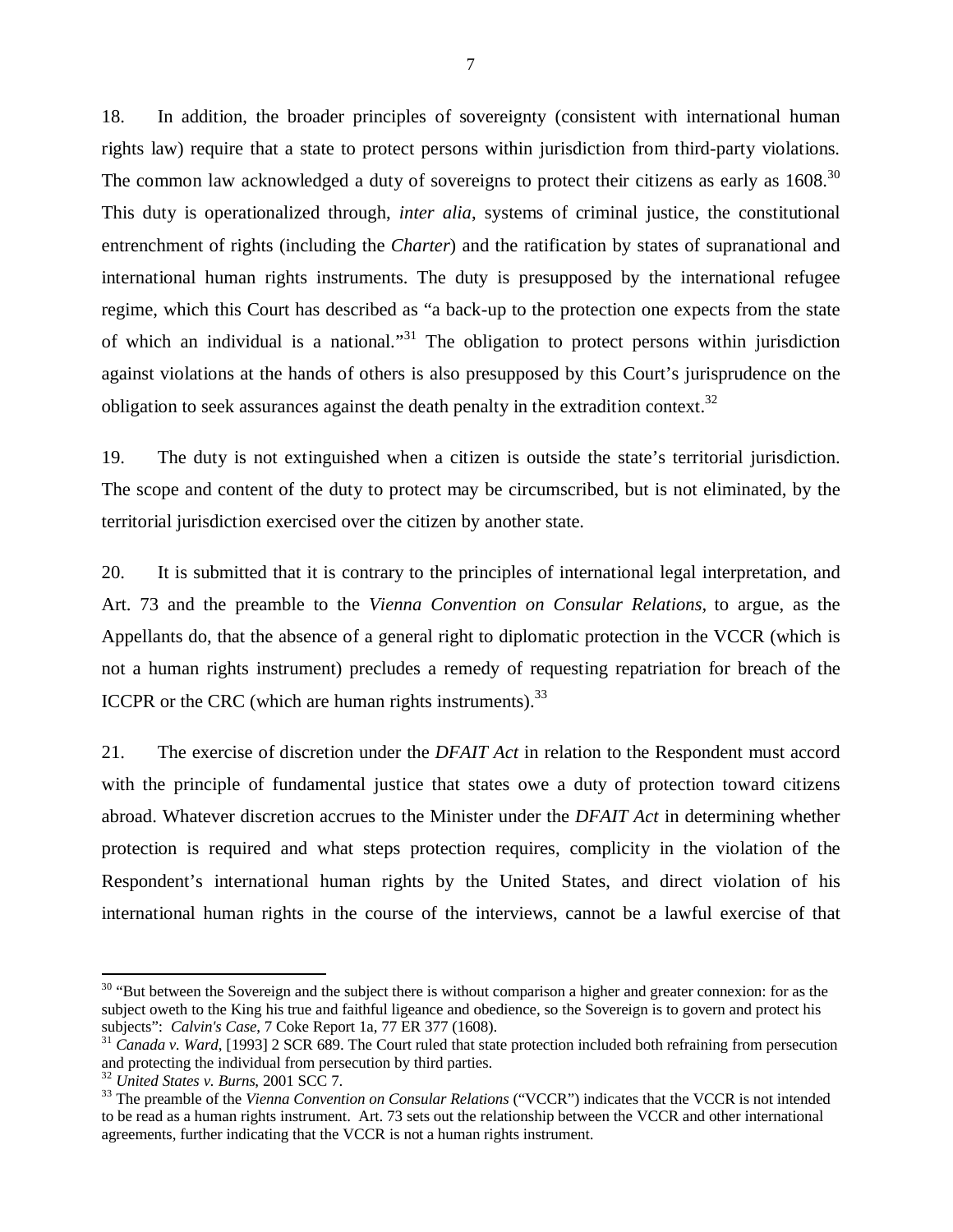18. In addition, the broader principles of sovereignty (consistent with international human rights law) require that a state to protect persons within jurisdiction from third-party violations. The common law acknowledged a duty of sovereigns to protect their citizens as early as 1608.[30] This duty is operationalized through, *inter alia*, systems of criminal justice, the constitutional entrenchment of rights (including the *Charter*) and the ratification by states of supranational and international human rights instruments. The duty is presupposed by the international refugee regime, which this Court has described as "a back-up to the protection one expects from the state of which an individual is a national."[31] The obligation to protect persons within jurisdiction against violations at the hands of others is also presupposed by this Court's jurisprudence on the obligation to seek assurances against the death penalty in the extradition context.[32]

19. The duty is not extinguished when a citizen is outside the state's territorial jurisdiction. The scope and content of the duty to protect may be circumscribed, but is not eliminated, by the territorial jurisdiction exercised over the citizen by another state.

20. It is submitted that it is contrary to the principles of international legal interpretation, and Art. 73 and the preamble to the *Vienna Convention on Consular Relations,* to argue, as the Appellants do, that the absence of a general right to diplomatic protection in the VCCR (which is not a human rights instrument) precludes a remedy of requesting repatriation for breach of the ICCPR or the CRC (which are human rights instruments).[33]

21. The exercise of discretion under the *DFAIT Act* in relation to the Respondent must accord with the principle of fundamental justice that states owe a duty of protection toward citizens abroad. Whatever discretion accrues to the Minister under the *DFAIT Act* in determining whether protection is required and what steps protection requires, complicity in the violation of the Respondent's international human rights by the United States, and direct violation of his international human rights in the course of the interviews, cannot be a lawful exercise of that

---

[30] "But between the Sovereign and the subject there is without comparison a higher and greater connexion: for as the subject oweth to the King his true and faithful ligeance and obedience, so the Sovereign is to govern and protect his subjects": *Calvin's Case*, 7 Coke Report 1a, 77 ER 377 (1608).

[31] *Canada v. Ward*, [1993] 2 SCR 689. The Court ruled that state protection included both refraining from persecution and protecting the individual from persecution by third parties.

[32] *United States v. Burns*, 2001 SCC 7.

[33] The preamble of the *Vienna Convention on Consular Relations* ("VCCR") indicates that the VCCR is not intended to be read as a human rights instrument. Art. 73 sets out the relationship between the VCCR and other international agreements, further indicating that the VCCR is not a human rights instrument.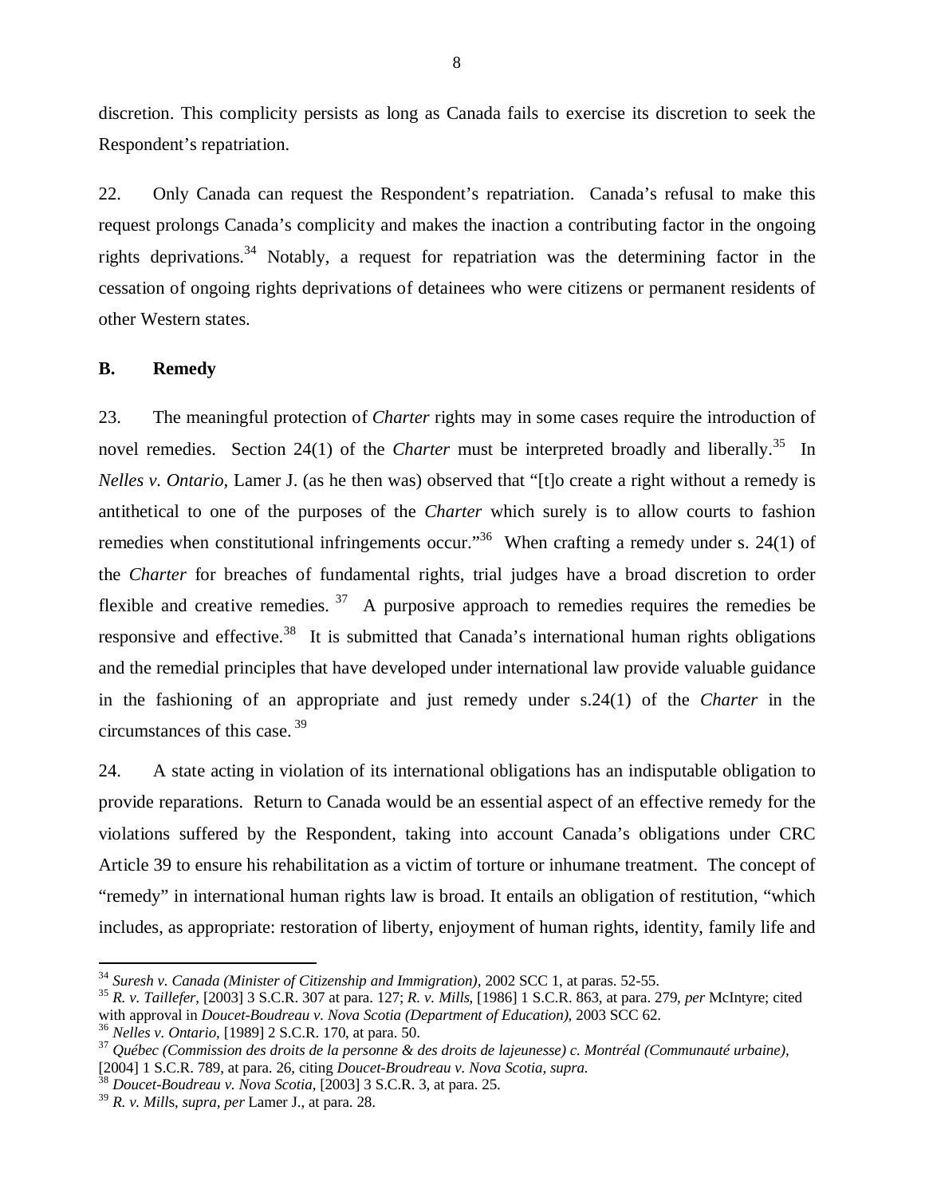discretion. This complicity persists as long as Canada fails to exercise its discretion to seek the Respondent's repatriation.

22. Only Canada can request the Respondent's repatriation. Canada's refusal to make this request prolongs Canada's complicity and makes the inaction a contributing factor in the ongoing rights deprivations.[34] Notably, a request for repatriation was the determining factor in the cessation of ongoing rights deprivations of detainees who were citizens or permanent residents of other Western states.

### B. Remedy

23. The meaningful protection of *Charter* rights may in some cases require the introduction of novel remedies. Section 24(1) of the *Charter* must be interpreted broadly and liberally.[35] In *Nelles v. Ontario,* Lamer J. (as he then was) observed that "[t]o create a right without a remedy is antithetical to one of the purposes of the *Charter* which surely is to allow courts to fashion remedies when constitutional infringements occur."[36] When crafting a remedy under s. 24(1) of the *Charter* for breaches of fundamental rights, trial judges have a broad discretion to order flexible and creative remedies.[37] A purposive approach to remedies requires the remedies be responsive and effective.[38] It is submitted that Canada's international human rights obligations and the remedial principles that have developed under international law provide valuable guidance in the fashioning of an appropriate and just remedy under s.24(1) of the *Charter* in the circumstances of this case.[39]

24. A state acting in violation of its international obligations has an indisputable obligation to provide reparations. Return to Canada would be an essential aspect of an effective remedy for the violations suffered by the Respondent, taking into account Canada's obligations under CRC Article 39 to ensure his rehabilitation as a victim of torture or inhumane treatment. The concept of "remedy" in international human rights law is broad. It entails an obligation of restitution, "which includes, as appropriate: restoration of liberty, enjoyment of human rights, identity, family life and

---

[34] *Suresh v. Canada (Minister of Citizenship and Immigration)*, 2002 SCC 1, at paras. 52-55.

[35] *R. v. Taillefer*, [2003] 3 S.C.R. 307 at para. 127; *R. v. Mills*, [1986] 1 S.C.R. 863, at para. 279, *per* McIntyre; cited with approval in *Doucet-Boudreau v. Nova Scotia (Department of Education),* 2003 SCC 62.

[36] *Nelles v. Ontario,* [1989] 2 S.C.R. 170, at para. 50.

[37] *Québec (Commission des droits de la personne & des droits de lajeunesse) c. Montréal (Communauté urbaine),* [2004] 1 S.C.R. 789, at para. 26, citing *Doucet-Broudreau v. Nova Scotia, supra.*

[38] *Doucet-Boudreau v. Nova Scotia,* [2003] 3 S.C.R. 3, at para. 25.

[39] *R. v. Mills, supra, per* Lamer J., at para. 28.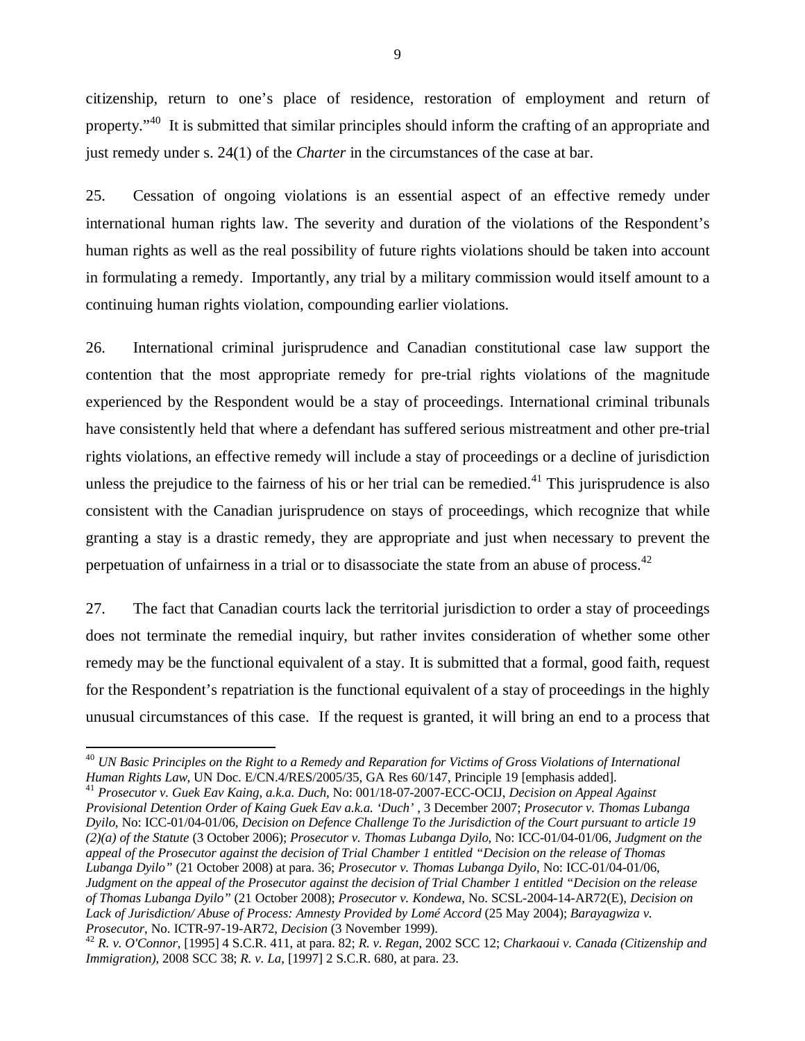citizenship, return to one's place of residence, restoration of employment and return of property."[40] It is submitted that similar principles should inform the crafting of an appropriate and just remedy under s. 24(1) of the *Charter* in the circumstances of the case at bar.

25. Cessation of ongoing violations is an essential aspect of an effective remedy under international human rights law. The severity and duration of the violations of the Respondent's human rights as well as the real possibility of future rights violations should be taken into account in formulating a remedy. Importantly, any trial by a military commission would itself amount to a continuing human rights violation, compounding earlier violations.

26. International criminal jurisprudence and Canadian constitutional case law support the contention that the most appropriate remedy for pre-trial rights violations of the magnitude experienced by the Respondent would be a stay of proceedings. International criminal tribunals have consistently held that where a defendant has suffered serious mistreatment and other pre-trial rights violations, an effective remedy will include a stay of proceedings or a decline of jurisdiction unless the prejudice to the fairness of his or her trial can be remedied.[41] This jurisprudence is also consistent with the Canadian jurisprudence on stays of proceedings, which recognize that while granting a stay is a drastic remedy, they are appropriate and just when necessary to prevent the perpetuation of unfairness in a trial or to disassociate the state from an abuse of process.[42]

27. The fact that Canadian courts lack the territorial jurisdiction to order a stay of proceedings does not terminate the remedial inquiry, but rather invites consideration of whether some other remedy may be the functional equivalent of a stay. It is submitted that a formal, good faith, request for the Respondent's repatriation is the functional equivalent of a stay of proceedings in the highly unusual circumstances of this case. If the request is granted, it will bring an end to a process that

---

[40] *UN Basic Principles on the Right to a Remedy and Reparation for Victims of Gross Violations of International Human Rights Law*, UN Doc. E/CN.4/RES/2005/35, GA Res 60/147, Principle 19 [emphasis added].

[41] *Prosecutor v. Guek Eav Kaing, a.k.a. Duch*, No: 001/18-07-2007-ECC-OCIJ, *Decision on Appeal Against Provisional Detention Order of Kaing Guek Eav a.k.a. 'Duch'* , 3 December 2007; *Prosecutor v. Thomas Lubanga Dyilo*, No: ICC-01/04-01/06, *Decision on Defence Challenge To the Jurisdiction of the Court pursuant to article 19 (2)(a) of the Statute* (3 October 2006); *Prosecutor v. Thomas Lubanga Dyilo*, No: ICC-01/04-01/06, *Judgment on the appeal of the Prosecutor against the decision of Trial Chamber 1 entitled "Decision on the release of Thomas Lubanga Dyilo"* (21 October 2008) at para. 36; *Prosecutor v. Thomas Lubanga Dyilo*, No: ICC-01/04-01/06, *Judgment on the appeal of the Prosecutor against the decision of Trial Chamber 1 entitled "Decision on the release of Thomas Lubanga Dyilo"* (21 October 2008); *Prosecutor v. Kondewa*, No. SCSL-2004-14-AR72(E), *Decision on Lack of Jurisdiction/ Abuse of Process: Amnesty Provided by Lomé Accord* (25 May 2004); *Barayagwiza v. Prosecutor*, No. ICTR-97-19-AR72, *Decision* (3 November 1999).

[42] *R. v. O'Connor*, [1995] 4 S.C.R. 411, at para. 82; *R. v. Regan*, 2002 SCC 12; *Charkaoui v. Canada (Citizenship and Immigration)*, 2008 SCC 38; *R. v. La*, [1997] 2 S.C.R. 680, at para. 23.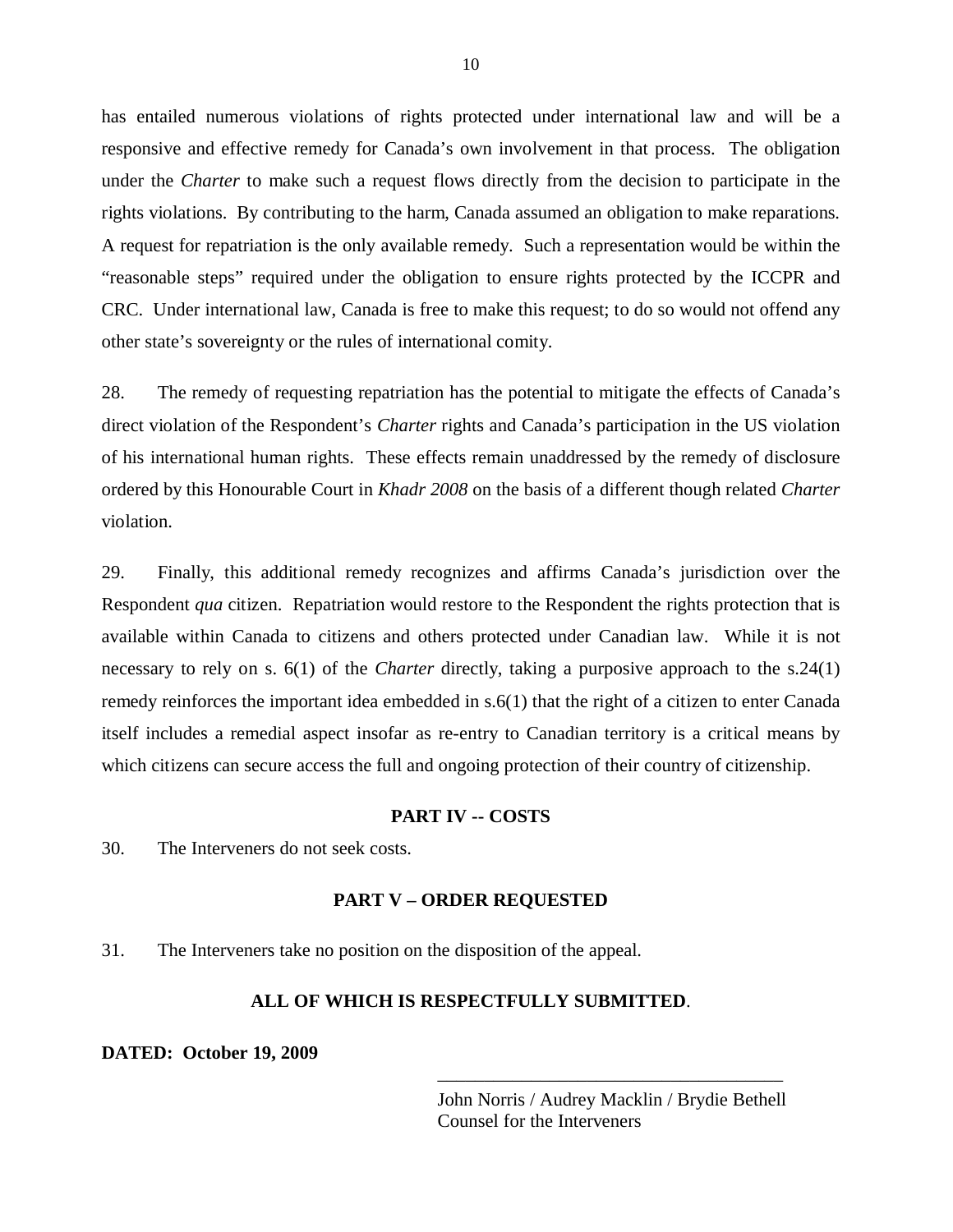has entailed numerous violations of rights protected under international law and will be a responsive and effective remedy for Canada's own involvement in that process. The obligation under the *Charter* to make such a request flows directly from the decision to participate in the rights violations. By contributing to the harm, Canada assumed an obligation to make reparations. A request for repatriation is the only available remedy. Such a representation would be within the "reasonable steps" required under the obligation to ensure rights protected by the ICCPR and CRC. Under international law, Canada is free to make this request; to do so would not offend any other state's sovereignty or the rules of international comity.

28. The remedy of requesting repatriation has the potential to mitigate the effects of Canada's direct violation of the Respondent's *Charter* rights and Canada's participation in the US violation of his international human rights. These effects remain unaddressed by the remedy of disclosure ordered by this Honourable Court in *Khadr 2008* on the basis of a different though related *Charter* violation.

29. Finally, this additional remedy recognizes and affirms Canada's jurisdiction over the Respondent *qua* citizen. Repatriation would restore to the Respondent the rights protection that is available within Canada to citizens and others protected under Canadian law. While it is not necessary to rely on s. 6(1) of the *Charter* directly, taking a purposive approach to the s.24(1) remedy reinforces the important idea embedded in s.6(1) that the right of a citizen to enter Canada itself includes a remedial aspect insofar as re-entry to Canadian territory is a critical means by which citizens can secure access the full and ongoing protection of their country of citizenship.

## PART IV -- COSTS

30. The Interveners do not seek costs.

## PART V – ORDER REQUESTED

31. The Interveners take no position on the disposition of the appeal.

**ALL OF WHICH IS RESPECTFULLY SUBMITTED**.

**DATED: October 19, 2009**

\_\_\_\_\_\_\_\_\_\_\_\_\_\_\_\_\_\_\_\_\_\_\_\_\_\_\_\_\_\_\_\_\_\_\_\_\_\_

John Norris / Audrey Macklin / Brydie Bethell
Counsel for the Interveners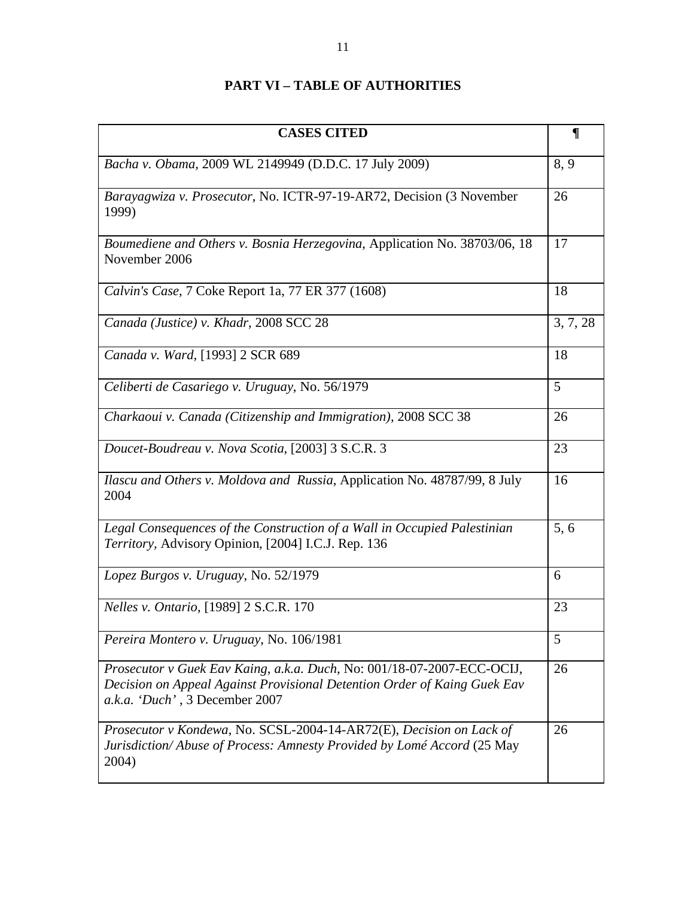# PART VI – TABLE OF AUTHORITIES

| CASES CITED | ¶ |
|---|---|
| *Bacha v. Obama*, 2009 WL 2149949 (D.D.C. 17 July 2009) | 8, 9 |
| *Barayagwiza v. Prosecutor*, No. ICTR-97-19-AR72, Decision (3 November 1999) | 26 |
| *Boumediene and Others v. Bosnia Herzegovina*, Application No. 38703/06, 18 November 2006 | 17 |
| *Calvin's Case*, 7 Coke Report 1a, 77 ER 377 (1608) | 18 |
| *Canada (Justice) v. Khadr*, 2008 SCC 28 | 3, 7, 28 |
| *Canada v. Ward*, [1993] 2 SCR 689 | 18 |
| *Celiberti de Casariego v. Uruguay*, No. 56/1979 | 5 |
| *Charkaoui v. Canada (Citizenship and Immigration)*, 2008 SCC 38 | 26 |
| *Doucet-Boudreau v. Nova Scotia*, [2003] 3 S.C.R. 3 | 23 |
| *Ilascu and Others v. Moldova and Russia*, Application No. 48787/99, 8 July 2004 | 16 |
| *Legal Consequences of the Construction of a Wall in Occupied Palestinian Territory*, Advisory Opinion, [2004] I.C.J. Rep. 136 | 5, 6 |
| *Lopez Burgos v. Uruguay*, No. 52/1979 | 6 |
| *Nelles v. Ontario*, [1989] 2 S.C.R. 170 | 23 |
| *Pereira Montero v. Uruguay*, No. 106/1981 | 5 |
| *Prosecutor v Guek Eav Kaing, a.k.a. Duch*, No: 001/18-07-2007-ECC-OCIJ, *Decision on Appeal Against Provisional Detention Order of Kaing Guek Eav a.k.a. 'Duch'* , 3 December 2007 | 26 |
| *Prosecutor v Kondewa*, No. SCSL-2004-14-AR72(E), *Decision on Lack of Jurisdiction/ Abuse of Process: Amnesty Provided by Lomé Accord* (25 May 2004) | 26 |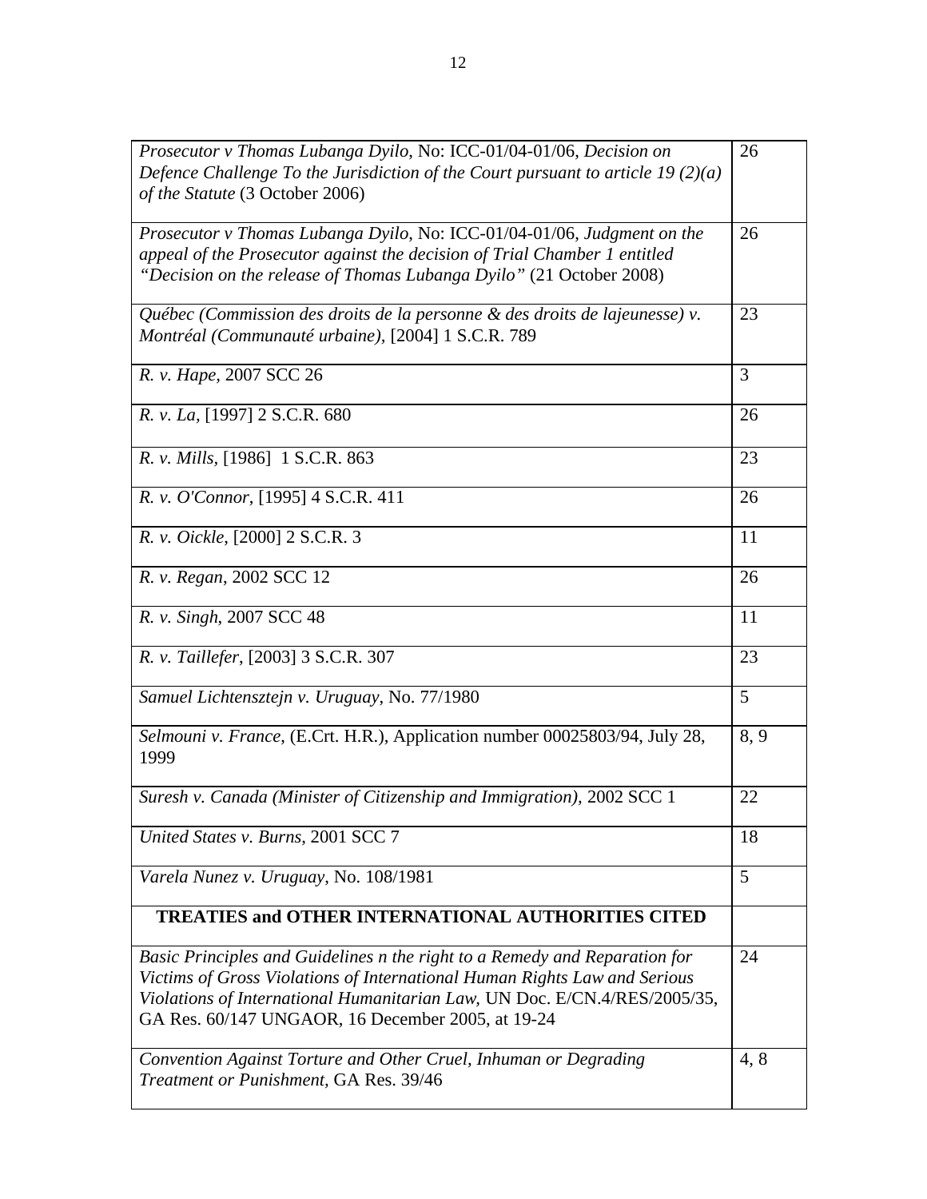| | |
|---|---|
| *Prosecutor v Thomas Lubanga Dyilo*, No: ICC-01/04-01/06, *Decision on Defence Challenge To the Jurisdiction of the Court pursuant to article 19 (2)(a) of the Statute* (3 October 2006) | 26 |
| *Prosecutor v Thomas Lubanga Dyilo*, No: ICC-01/04-01/06, *Judgment on the appeal of the Prosecutor against the decision of Trial Chamber 1 entitled "Decision on the release of Thomas Lubanga Dyilo"* (21 October 2008) | 26 |
| *Québec (Commission des droits de la personne & des droits de lajeunesse) v. Montréal (Communauté urbaine),* [2004] 1 S.C.R. 789 | 23 |
| *R. v. Hape*, 2007 SCC 26 | 3 |
| *R. v. La*, [1997] 2 S.C.R. 680 | 26 |
| *R. v. Mills*, [1986] 1 S.C.R. 863 | 23 |
| *R. v. O'Connor*, [1995] 4 S.C.R. 411 | 26 |
| *R. v. Oickle*, [2000] 2 S.C.R. 3 | 11 |
| *R. v. Regan*, 2002 SCC 12 | 26 |
| *R. v. Singh*, 2007 SCC 48 | 11 |
| *R. v. Taillefer*, [2003] 3 S.C.R. 307 | 23 |
| *Samuel Lichtensztejn v. Uruguay*, No. 77/1980 | 5 |
| *Selmouni v. France*, (E.Crt. H.R.), Application number 00025803/94, July 28, 1999 | 8, 9 |
| *Suresh v. Canada (Minister of Citizenship and Immigration)*, 2002 SCC 1 | 22 |
| *United States v. Burns*, 2001 SCC 7 | 18 |
| *Varela Nunez v. Uruguay*, No. 108/1981 | 5 |
| **TREATIES and OTHER INTERNATIONAL AUTHORITIES CITED** | |
| *Basic Principles and Guidelines n the right to a Remedy and Reparation for Victims of Gross Violations of International Human Rights Law and Serious Violations of International Humanitarian Law,* UN Doc. E/CN.4/RES/2005/35, GA Res. 60/147 UNGAOR, 16 December 2005, at 19-24 | 24 |
| *Convention Against Torture and Other Cruel, Inhuman or Degrading Treatment or Punishment,* GA Res. 39/46 | 4, 8 |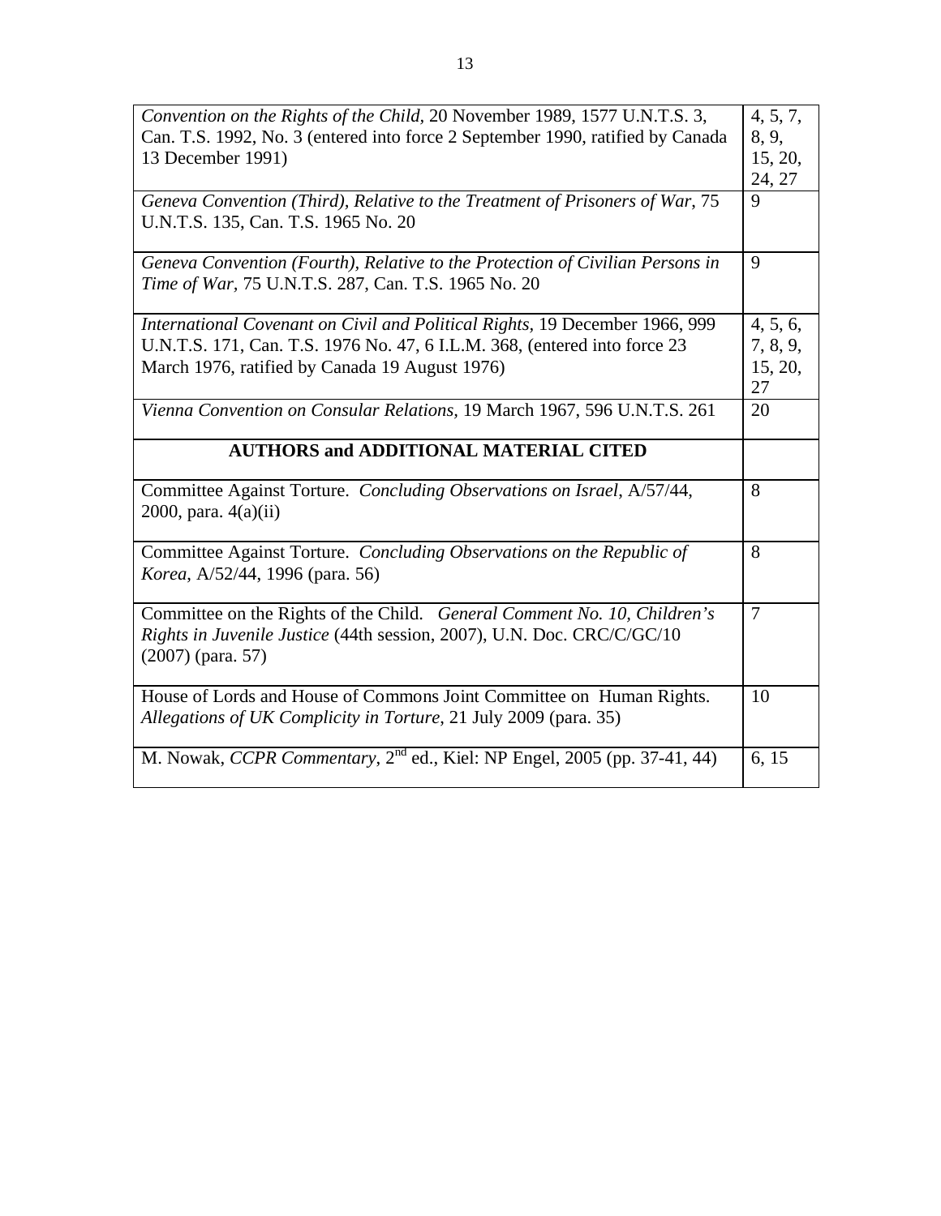| | |
|---|---|
| *Convention on the Rights of the Child*, 20 November 1989, 1577 U.N.T.S. 3, Can. T.S. 1992, No. 3 (entered into force 2 September 1990, ratified by Canada 13 December 1991) | 4, 5, 7, 8, 9, 15, 20, 24, 27 |
| *Geneva Convention (Third), Relative to the Treatment of Prisoners of War*, 75 U.N.T.S. 135, Can. T.S. 1965 No. 20 | 9 |
| *Geneva Convention (Fourth), Relative to the Protection of Civilian Persons in Time of War*, 75 U.N.T.S. 287, Can. T.S. 1965 No. 20 | 9 |
| *International Covenant on Civil and Political Rights*, 19 December 1966, 999 U.N.T.S. 171, Can. T.S. 1976 No. 47, 6 I.L.M. 368, (entered into force 23 March 1976, ratified by Canada 19 August 1976) | 4, 5, 6, 7, 8, 9, 15, 20, 27 |
| *Vienna Convention on Consular Relations*, 19 March 1967, 596 U.N.T.S. 261 | 20 |
| **AUTHORS and ADDITIONAL MATERIAL CITED** | |
| Committee Against Torture. *Concluding Observations on Israel*, A/57/44, 2000, para. 4(a)(ii) | 8 |
| Committee Against Torture. *Concluding Observations on the Republic of Korea*, A/52/44, 1996 (para. 56) | 8 |
| Committee on the Rights of the Child. *General Comment No. 10, Children's Rights in Juvenile Justice* (44th session, 2007), U.N. Doc. CRC/C/GC/10 (2007) (para. 57) | 7 |
| House of Lords and House of Commons Joint Committee on Human Rights. *Allegations of UK Complicity in Torture*, 21 July 2009 (para. 35) | 10 |
| M. Nowak, *CCPR Commentary*, 2nd ed., Kiel: NP Engel, 2005 (pp. 37-41, 44) | 6, 15 |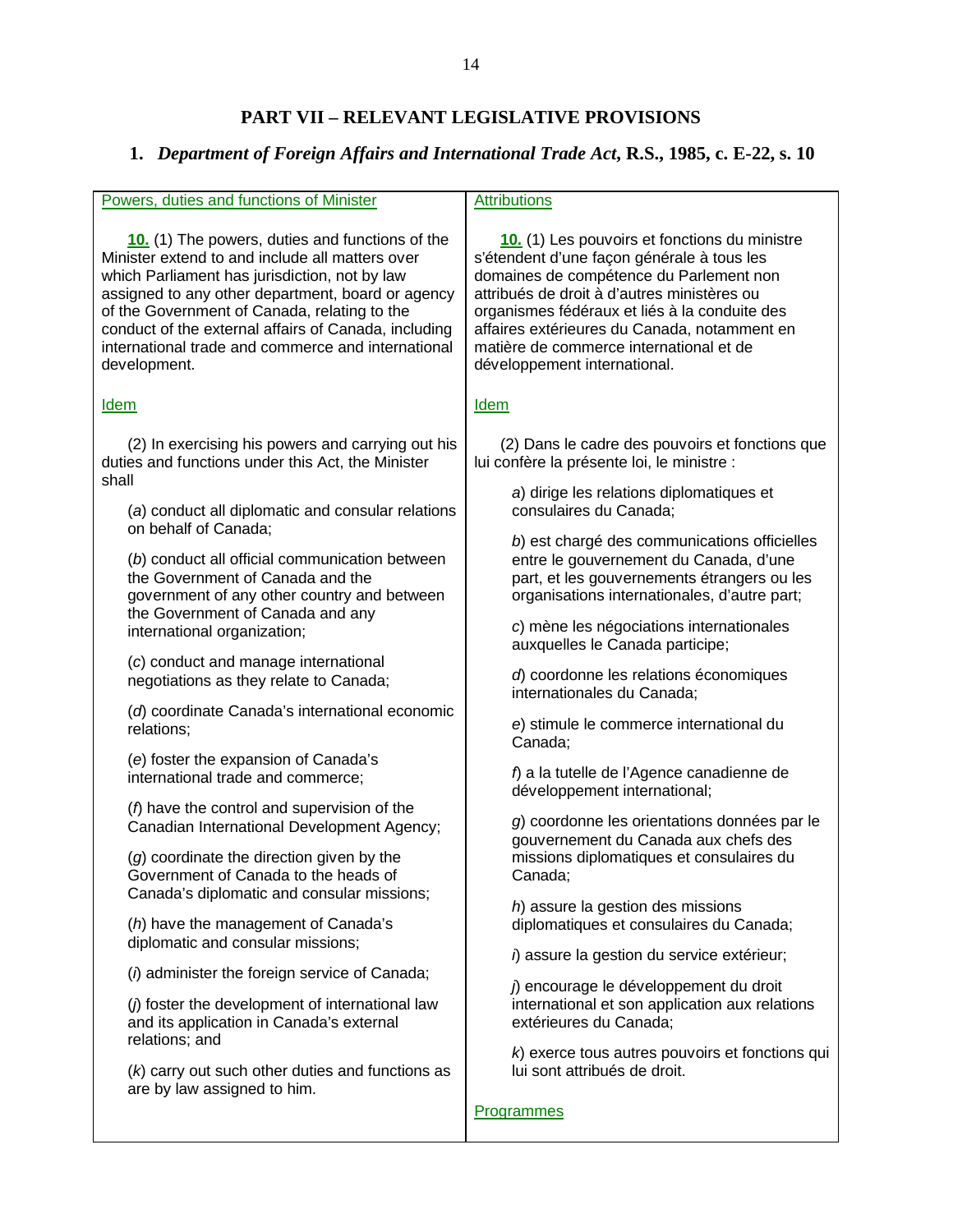## PART VII – RELEVANT LEGISLATIVE PROVISIONS

### 1. *Department of Foreign Affairs and International Trade Act*, R.S., 1985, c. E-22, s. 10

| Powers, duties and functions of Minister | Attributions |
|---|---|
| **10.** (1) The powers, duties and functions of the Minister extend to and include all matters over which Parliament has jurisdiction, not by law assigned to any other department, board or agency of the Government of Canada, relating to the conduct of the external affairs of Canada, including international trade and commerce and international development. | **10.** (1) Les pouvoirs et fonctions du ministre s'étendent d'une façon générale à tous les domaines de compétence du Parlement non attribués de droit à d'autres ministères ou organismes fédéraux et liés à la conduite des affaires extérieures du Canada, notamment en matière de commerce international et de développement international. |
| Idem | Idem |
| (2) In exercising his powers and carrying out his duties and functions under this Act, the Minister shall | (2) Dans le cadre des pouvoirs et fonctions que lui confère la présente loi, le ministre : |
| (*a*) conduct all diplomatic and consular relations on behalf of Canada; | *a*) dirige les relations diplomatiques et consulaires du Canada; |
| (*b*) conduct all official communication between the Government of Canada and the government of any other country and between the Government of Canada and any international organization; | *b*) est chargé des communications officielles entre le gouvernement du Canada, d'une part, et les gouvernements étrangers ou les organisations internationales, d'autre part; |
| (*c*) conduct and manage international negotiations as they relate to Canada; | *c*) mène les négociations internationales auxquelles le Canada participe; |
| (*d*) coordinate Canada's international economic relations; | *d*) coordonne les relations économiques internationales du Canada; |
| (*e*) foster the expansion of Canada's international trade and commerce; | *e*) stimule le commerce international du Canada; |
| (*f*) have the control and supervision of the Canadian International Development Agency; | *f*) a la tutelle de l'Agence canadienne de développement international; |
| (*g*) coordinate the direction given by the Government of Canada to the heads of Canada's diplomatic and consular missions; | *g*) coordonne les orientations données par le gouvernement du Canada aux chefs des missions diplomatiques et consulaires du Canada; |
| (*h*) have the management of Canada's diplomatic and consular missions; | *h*) assure la gestion des missions diplomatiques et consulaires du Canada; |
| (*i*) administer the foreign service of Canada; | *i*) assure la gestion du service extérieur; |
| (*j*) foster the development of international law and its application in Canada's external relations; and | *j*) encourage le développement du droit international et son application aux relations extérieures du Canada; |
| (*k*) carry out such other duties and functions as are by law assigned to him. | *k*) exerce tous autres pouvoirs et fonctions qui lui sont attribués de droit. |
| | Programmes |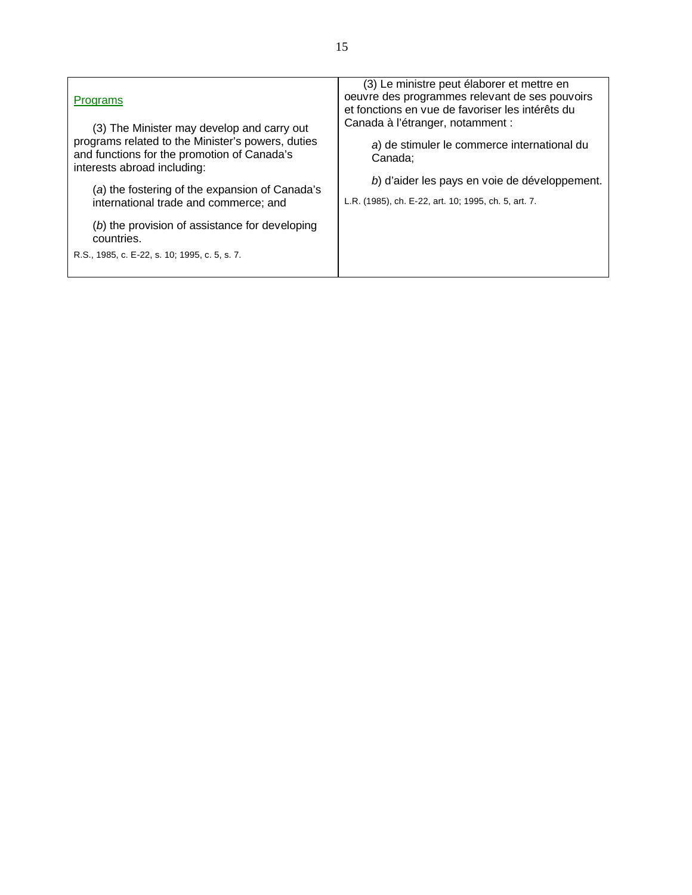| | |
|---|---|
| Programs<br><br>(3) The Minister may develop and carry out programs related to the Minister's powers, duties and functions for the promotion of Canada's interests abroad including:<br><br>(*a*) the fostering of the expansion of Canada's international trade and commerce; and<br><br>(*b*) the provision of assistance for developing countries.<br><br>R.S., 1985, c. E-22, s. 10; 1995, c. 5, s. 7. | (3) Le ministre peut élaborer et mettre en oeuvre des programmes relevant de ses pouvoirs et fonctions en vue de favoriser les intérêts du Canada à l'étranger, notamment :<br><br>*a*) de stimuler le commerce international du Canada;<br><br>*b*) d'aider les pays en voie de développement.<br><br>L.R. (1985), ch. E-22, art. 10; 1995, ch. 5, art. 7. |